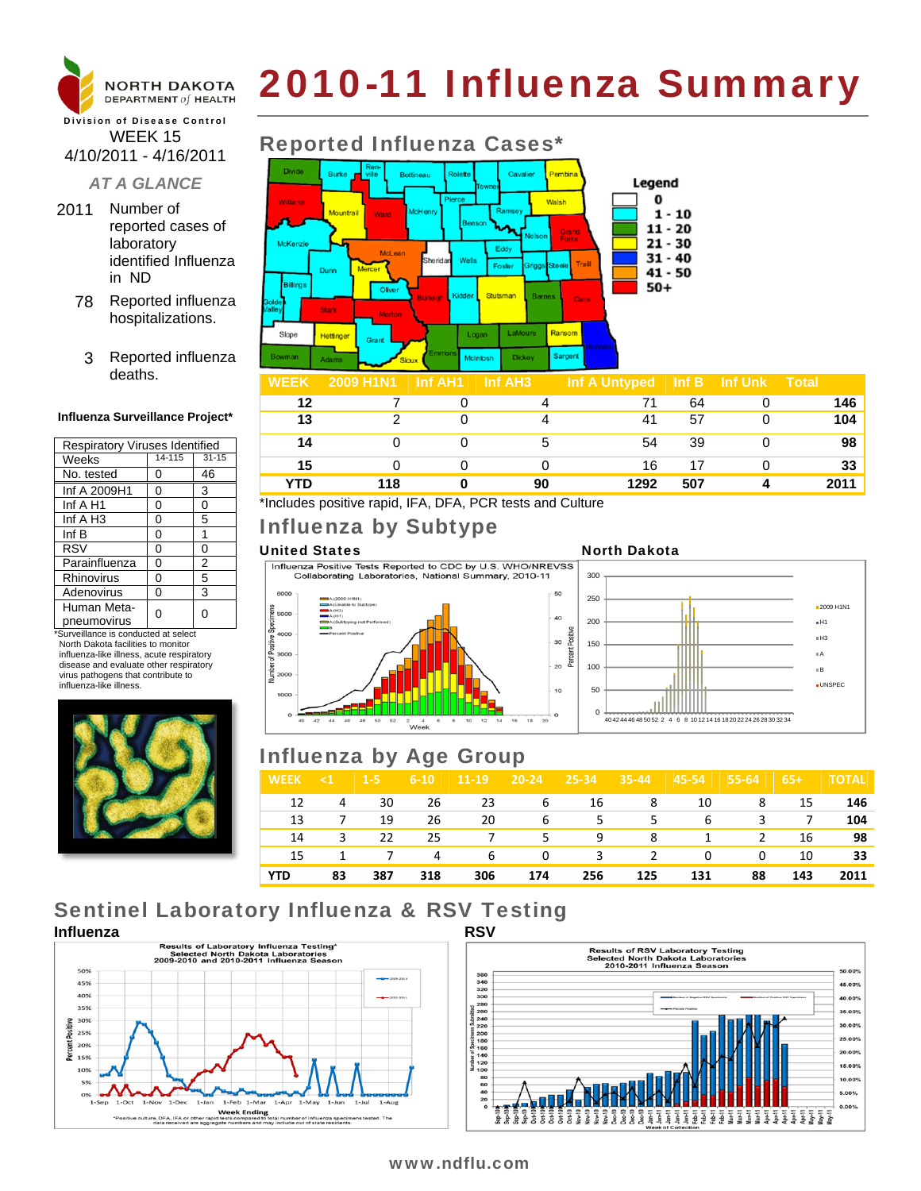NORTH DAKOTA DEPARTMENT of HEALTH

Division of Disease Control

# 2010-11 Influenza Summary

WEEK 15
4/10/2011 - 4/16/2011

*AT A GLANCE*

2011 Number of reported cases of laboratory identified Influenza in ND

78 Reported influenza hospitalizations.

3 Reported influenza deaths.

**Influenza Surveillance Project***

| Respiratory Viruses Identified | | |
|---|---|---|
| Weeks | 14-115 | 31-15 |
| No. tested | 0 | 46 |
| Inf A 2009H1 | 0 | 3 |
| Inf A H1 | 0 | 0 |
| Inf A H3 | 0 | 5 |
| Inf B | 0 | 1 |
| RSV | 0 | 0 |
| Parainfluenza | 0 | 2 |
| Rhinovirus | 0 | 5 |
| Adenovirus | 0 | 3 |
| Human Meta-pneumovirus | 0 | 0 |

*Surveillance is conducted at select North Dakota facilities to monitor influenza-like illness, acute respiratory disease and evaluate other respiratory virus pathogens that contribute to influenza-like illness.

## Reported Influenza Cases*

Legend: 0; 1 - 10; 11 - 20; 21 - 30; 31 - 40; 41 - 50; 50+

| WEEK | 2009 H1N1 | Inf AH1 | Inf AH3 | Inf A Untyped | Inf B | Inf Unk | Total |
|---|---|---|---|---|---|---|---|
| 12 | 7 | 0 | 4 | 71 | 64 | 0 | 146 |
| 13 | 2 | 0 | 4 | 41 | 57 | 0 | 104 |
| 14 | 0 | 0 | 5 | 54 | 39 | 0 | 98 |
| 15 | 0 | 0 | 0 | 16 | 17 | 0 | 33 |
| YTD | 118 | 0 | 90 | 1292 | 507 | 4 | 2011 |

*Includes positive rapid, IFA, DFA, PCR tests and Culture

## Influenza by Subtype

**United States**

Influenza Positive Tests Reported to CDC by U.S. WHO/NREVSS Collaborating Laboratories, National Summary, 2010-11

**North Dakota**

## Influenza by Age Group

| WEEK | <1 | 1-5 | 6-10 | 11-19 | 20-24 | 25-34 | 35-44 | 45-54 | 55-64 | 65+ | TOTAL |
|---|---|---|---|---|---|---|---|---|---|---|---|
| 12 | 4 | 30 | 26 | 23 | 6 | 16 | 8 | 10 | 8 | 15 | 146 |
| 13 | 7 | 19 | 26 | 20 | 6 | 5 | 5 | 6 | 3 | 7 | 104 |
| 14 | 3 | 22 | 25 | 7 | 5 | 9 | 8 | 1 | 2 | 16 | 98 |
| 15 | 1 | 7 | 4 | 6 | 0 | 3 | 2 | 0 | 0 | 10 | 33 |
| YTD | 83 | 387 | 318 | 306 | 174 | 256 | 125 | 131 | 88 | 143 | 2011 |

## Sentinel Laboratory Influenza & RSV Testing

**Influenza**

Results of Laboratory Influenza Testing* Selected North Dakota Laboratories 2009-2010 and 2010-2011 Influenza Season

*Positive culture, DFA, IFA or other rapid tests compared to total number of influenza specimens tested. The data received are aggregate numbers and may include out of state residents.

**RSV**

Results of RSV Laboratory Testing Selected North Dakota Laboratories 2010-2011 Influenza Season

www.ndflu.com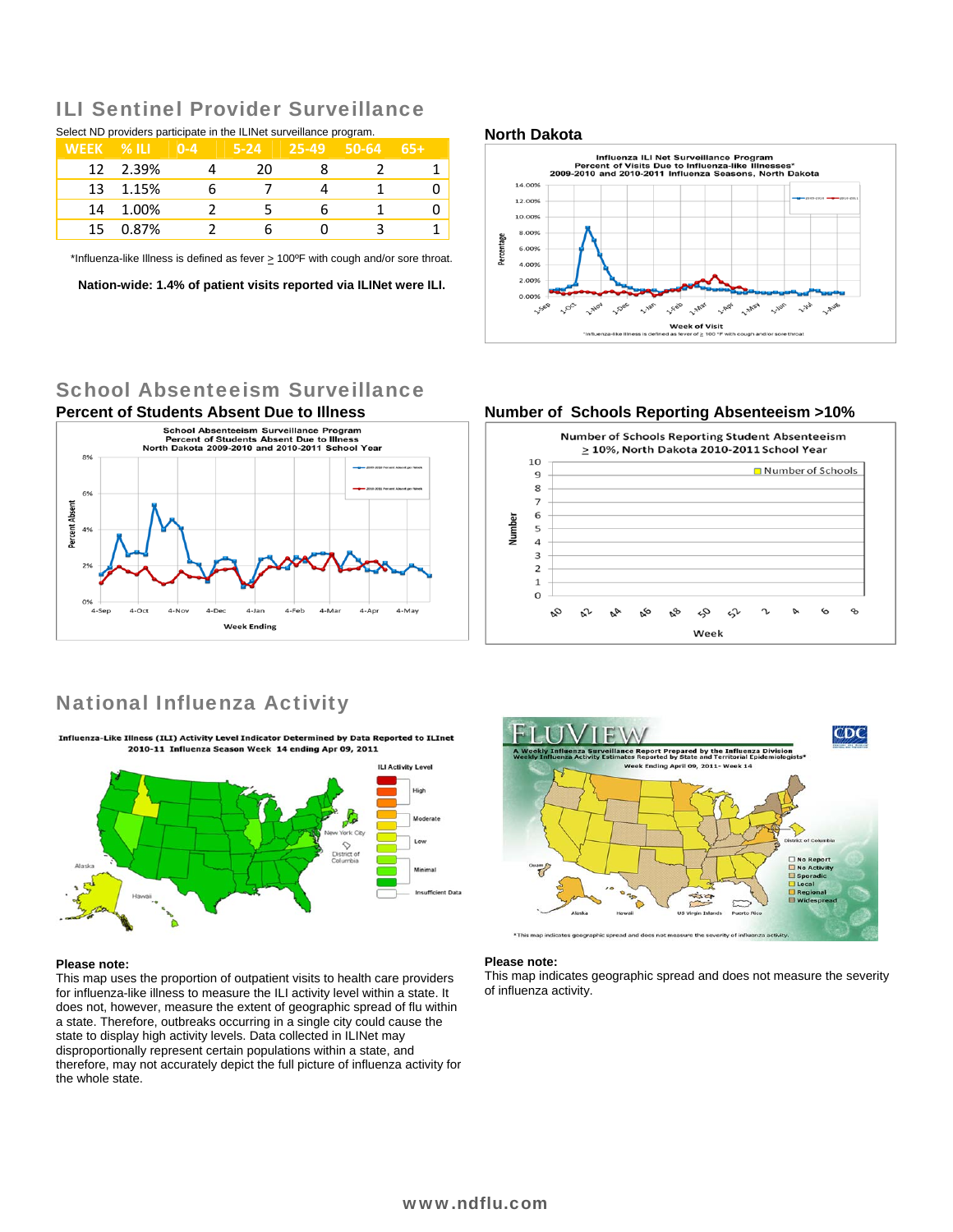## ILI Sentinel Provider Surveillance

Select ND providers participate in the ILINet surveillance program.

| WEEK | % ILI | 0-4 | 5-24 | 25-49 | 50-64 | 65+ |
|---|---|---|---|---|---|---|
| 12 | 2.39% | 4 | 20 | 8 | 2 | 1 |
| 13 | 1.15% | 6 | 7 | 4 | 1 | 0 |
| 14 | 1.00% | 2 | 5 | 6 | 1 | 0 |
| 15 | 0.87% | 2 | 6 | 0 | 3 | 1 |

*Influenza-like Illness is defined as fever ≥ 100ºF with cough and/or sore throat.

**Nation-wide: 1.4% of patient visits reported via ILINet were ILI.**

### North Dakota

Influenza ILI Net Surveillance Program
Percent of Visits Due to Influenza-like Illnesses*
2009-2010 and 2010-2011 Influenza Seasons, North Dakota

14.00%
12.00%
10.00%
8.00%
6.00%
4.00%
2.00%
0.00%

Percentage

1-Sep 1-Oct 1-Nov 1-Dec 1-Jan 1-Feb 1-Mar 1-Apr 1-May 1-Jun 1-Jul 1-Aug

Week of Visit

2009-2010 2010-2011

*Influenza-like illness is defined as fever of ≥ 100 °F with cough and/or sore throat

## School Absenteeism Surveillance

### Percent of Students Absent Due to Illness

School Absenteeism Surveillance Program
Percent of Students Absent Due to Illness
North Dakota 2009-2010 and 2010-2011 School Year

8%
6%
4%
2%
0%

Percent Absent

4-Sep 4-Oct 4-Nov 4-Dec 4-Jan 4-Feb 4-Mar 4-Apr 4-May

Week Ending

2009-2010 Percent Absent per Week
2010-2011 Percent Absent per Week

### Number of Schools Reporting Absenteeism >10%

Number of Schools Reporting Student Absenteeism ≥ 10%, North Dakota 2010-2011 School Year

10
9
8
7
6
5
4
3
2
1
0

Number

40 42 44 46 48 50 52 2 4 6 8

Week

Number of Schools

## National Influenza Activity

Influenza-Like Illness (ILI) Activity Level Indicator Determined by Data Reported to ILINet
2010-11 Influenza Season Week 14 ending Apr 09, 2011

ILI Activity Level

High
Moderate
Low
Minimal
Insufficient Data

New York City
District of Columbia
Alaska
Hawaii

FLUVIEW

CDC

A Weekly Influenza Surveillance Report Prepared by the Influenza Division
Weekly Influenza Activity Estimates Reported by State and Territorial Epidemiologists*
Week Ending April 09, 2011- Week 14

District of Columbia
Guam
Alaska
Hawaii
US Virgin Islands
Puerto Rico

No Report
No Activity
Sporadic
Local
Regional
Widespread

*This map indicates geographic spread and does not measure the severity of influenza activity.

**Please note:**
This map uses the proportion of outpatient visits to health care providers for influenza-like illness to measure the ILI activity level within a state. It does not, however, measure the extent of geographic spread of flu within a state. Therefore, outbreaks occurring in a single city could cause the state to display high activity levels. Data collected in ILINet may disproportionally represent certain populations within a state, and therefore, may not accurately depict the full picture of influenza activity for the whole state.

**Please note:**
This map indicates geographic spread and does not measure the severity of influenza activity.

www.ndflu.com